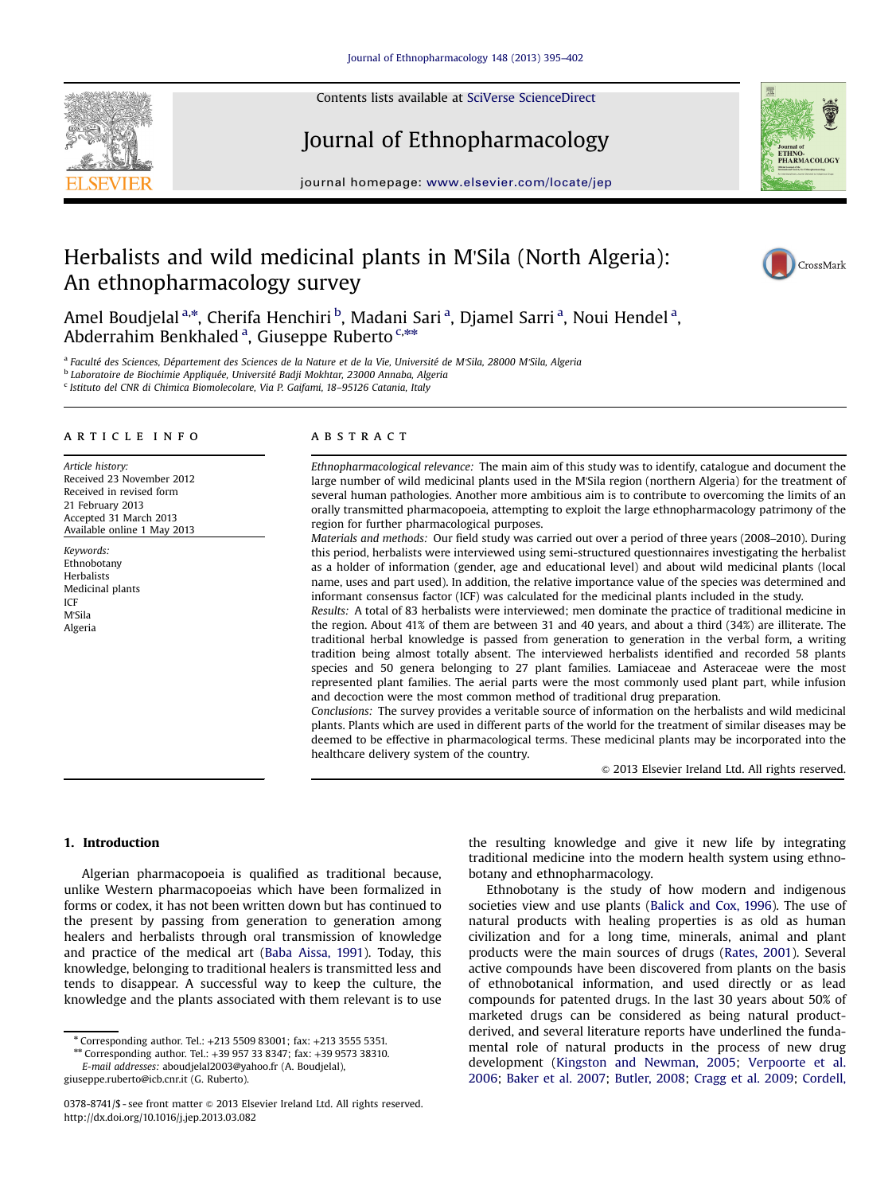Contents lists available at SciVerse ScienceDirect

# Journal of Ethnopharmacology

journal homepage: www.elsevier.com/locate/jep

# Herbalists and wild medicinal plants in M'Sila (North Algeria): An ethnopharmacology survey

Amel Boudjelal [a,*], Cherifa Henchiri [b], Madani Sari [a], Djamel Sarri [a], Noui Hendel [a], Abderrahim Benkhaled [a], Giuseppe Ruberto [c,**]

[a] Faculté des Sciences, Département des Sciences de la Nature et de la Vie, Université de M'Sila, 28000 M'Sila, Algeria
[b] Laboratoire de Biochimie Appliquée, Université Badji Mokhtar, 23000 Annaba, Algeria
[c] Istituto del CNR di Chimica Biomolecolare, Via P. Gaifami, 18–95126 Catania, Italy

**ARTICLE INFO**

*Article history:*
Received 23 November 2012
Received in revised form
21 February 2013
Accepted 31 March 2013
Available online 1 May 2013

*Keywords:*
Ethnobotany
Herbalists
Medicinal plants
ICF
M'Sila
Algeria

**ABSTRACT**

*Ethnopharmacological relevance:* The main aim of this study was to identify, catalogue and document the large number of wild medicinal plants used in the M'Sila region (northern Algeria) for the treatment of several human pathologies. Another more ambitious aim is to contribute to overcoming the limits of an orally transmitted pharmacopoeia, attempting to exploit the large ethnopharmacology patrimony of the region for further pharmacological purposes.

*Materials and methods:* Our field study was carried out over a period of three years (2008–2010). During this period, herbalists were interviewed using semi-structured questionnaires investigating the herbalist as a holder of information (gender, age and educational level) and about wild medicinal plants (local name, uses and part used). In addition, the relative importance value of the species was determined and informant consensus factor (ICF) was calculated for the medicinal plants included in the study.

*Results:* A total of 83 herbalists were interviewed; men dominate the practice of traditional medicine in the region. About 41% of them are between 31 and 40 years, and about a third (34%) are illiterate. The traditional herbal knowledge is passed from generation to generation in the verbal form, a writing tradition being almost totally absent. The interviewed herbalists identified and recorded 58 plants species and 50 genera belonging to 27 plant families. Lamiaceae and Asteraceae were the most represented plant families. The aerial parts were the most commonly used plant part, while infusion and decoction were the most common method of traditional drug preparation.

*Conclusions:* The survey provides a veritable source of information on the herbalists and wild medicinal plants. Plants which are used in different parts of the world for the treatment of similar diseases may be deemed to be effective in pharmacological terms. These medicinal plants may be incorporated into the healthcare delivery system of the country.

© 2013 Elsevier Ireland Ltd. All rights reserved.

## 1. Introduction

Algerian pharmacopoeia is qualified as traditional because, unlike Western pharmacopoeias which have been formalized in forms or codex, it has not been written down but has continued to the present by passing from generation to generation among healers and herbalists through oral transmission of knowledge and practice of the medical art (Baba Aissa, 1991). Today, this knowledge, belonging to traditional healers is transmitted less and tends to disappear. A successful way to keep the culture, the knowledge and the plants associated with them relevant is to use the resulting knowledge and give it new life by integrating traditional medicine into the modern health system using ethnobotany and ethnopharmacology.

Ethnobotany is the study of how modern and indigenous societies view and use plants (Balick and Cox, 1996). The use of natural products with healing properties is as old as human civilization and for a long time, minerals, animal and plant products were the main sources of drugs (Rates, 2001). Several active compounds have been discovered from plants on the basis of ethnobotanical information, and used directly or as lead compounds for patented drugs. In the last 30 years about 50% of marketed drugs can be considered as being natural product-derived, and several literature reports have underlined the fundamental role of natural products in the process of new drug development (Kingston and Newman, 2005; Verpoorte et al. 2006; Baker et al. 2007; Butler, 2008; Cragg et al. 2009; Cordell,

\* Corresponding author. Tel.: +213 5509 83001; fax: +213 3555 5351.
\*\* Corresponding author. Tel.: +39 957 33 8347; fax: +39 9573 38310.
*E-mail addresses:* aboudjelal2003@yahoo.fr (A. Boudjelal), giuseppe.ruberto@icb.cnr.it (G. Ruberto).

0378-8741/$ - see front matter © 2013 Elsevier Ireland Ltd. All rights reserved.
http://dx.doi.org/10.1016/j.jep.2013.03.082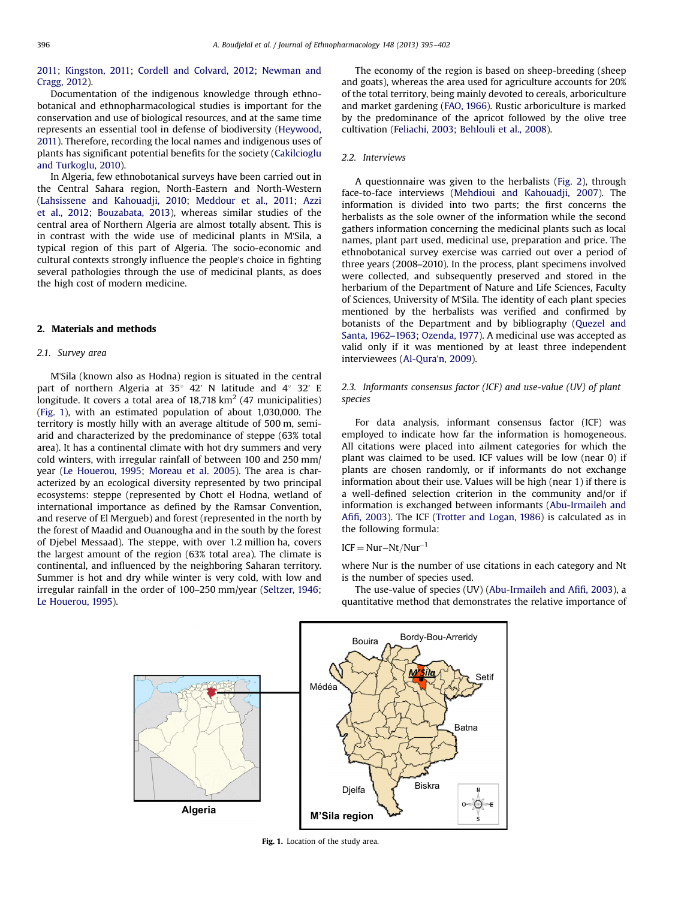2011; Kingston, 2011; Cordell and Colvard, 2012; Newman and Cragg, 2012).

Documentation of the indigenous knowledge through ethnobotanical and ethnopharmacological studies is important for the conservation and use of biological resources, and at the same time represents an essential tool in defense of biodiversity (Heywood, 2011). Therefore, recording the local names and indigenous uses of plants has significant potential benefits for the society (Cakilcioglu and Turkoglu, 2010).

In Algeria, few ethnobotanical surveys have been carried out in the Central Sahara region, North-Eastern and North-Western (Lahsissene and Kahouadji, 2010; Meddour et al., 2011; Azzi et al., 2012; Bouzabata, 2013), whereas similar studies of the central area of Northern Algeria are almost totally absent. This is in contrast with the wide use of medicinal plants in M'Sila, a typical region of this part of Algeria. The socio-economic and cultural contexts strongly influence the people's choice in fighting several pathologies through the use of medicinal plants, as does the high cost of modern medicine.

## 2. Materials and methods

### 2.1. Survey area

M'Sila (known also as Hodna) region is situated in the central part of northern Algeria at 35° 42′ N latitude and 4° 32′ E longitude. It covers a total area of 18,718 km$^2$ (47 municipalities) (Fig. 1), with an estimated population of about 1,030,000. The territory is mostly hilly with an average altitude of 500 m, semi-arid and characterized by the predominance of steppe (63% total area). It has a continental climate with hot dry summers and very cold winters, with irregular rainfall of between 100 and 250 mm/year (Le Houerou, 1995; Moreau et al. 2005). The area is characterized by an ecological diversity represented by two principal ecosystems: steppe (represented by Chott el Hodna, wetland of international importance as defined by the Ramsar Convention, and reserve of El Mergueb) and forest (represented in the north by the forest of Maadid and Ouanougha and in the south by the forest of Djebel Messaad). The steppe, with over 1.2 million ha, covers the largest amount of the region (63% total area). The climate is continental, and influenced by the neighboring Saharan territory. Summer is hot and dry while winter is very cold, with low and irregular rainfall in the order of 100–250 mm/year (Seltzer, 1946; Le Houerou, 1995).

The economy of the region is based on sheep-breeding (sheep and goats), whereas the area used for agriculture accounts for 20% of the total territory, being mainly devoted to cereals, arboriculture and market gardening (FAO, 1966). Rustic arboriculture is marked by the predominance of the apricot followed by the olive tree cultivation (Feliachi, 2003; Behlouli et al., 2008).

### 2.2. Interviews

A questionnaire was given to the herbalists (Fig. 2), through face-to-face interviews (Mehdioui and Kahouadji, 2007). The information is divided into two parts; the first concerns the herbalists as the sole owner of the information while the second gathers information concerning the medicinal plants such as local names, plant part used, medicinal use, preparation and price. The ethnobotanical survey exercise was carried out over a period of three years (2008–2010). In the process, plant specimens involved were collected, and subsequently preserved and stored in the herbarium of the Department of Nature and Life Sciences, Faculty of Sciences, University of M'Sila. The identity of each plant species mentioned by the herbalists was verified and confirmed by botanists of the Department and by bibliography (Quezel and Santa, 1962–1963; Ozenda, 1977). A medicinal use was accepted as valid only if it was mentioned by at least three independent interviewees (Al-Qura'n, 2009).

### 2.3. Informants consensus factor (ICF) and use-value (UV) of plant species

For data analysis, informant consensus factor (ICF) was employed to indicate how far the information is homogeneous. All citations were placed into ailment categories for which the plant was claimed to be used. ICF values will be low (near 0) if plants are chosen randomly, or if informants do not exchange information about their use. Values will be high (near 1) if there is a well-defined selection criterion in the community and/or if information is exchanged between informants (Abu-Irmaileh and Afifi, 2003). The ICF (Trotter and Logan, 1986) is calculated as in the following formula:

$$ICF = Nur - Nt/Nur^{-1}$$

where Nur is the number of use citations in each category and Nt is the number of species used.

The use-value of species (UV) (Abu-Irmaileh and Afifi, 2003), a quantitative method that demonstrates the relative importance of

Fig. 1. Location of the study area.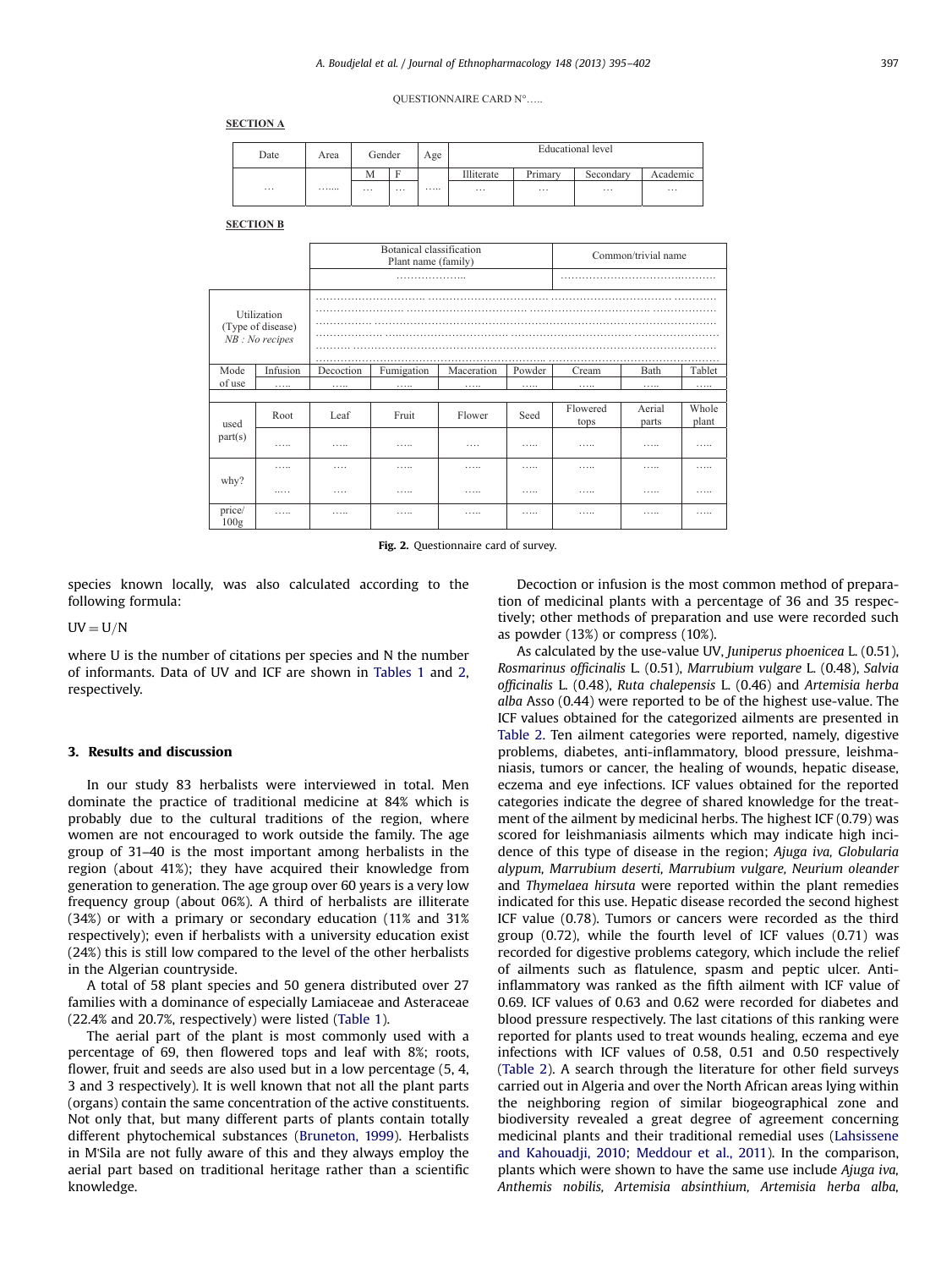QUESTIONNAIRE CARD N°…..

**SECTION A**

| Date | Area | Gender | | Age | Educational level | | | |
|---|---|---|---|---|---|---|---|---|
| | | M | F | | Illiterate | Primary | Secondary | Academic |
| … | ……. | … | … | ….. | … | … | … | … |

**SECTION B**

| | Botanical classification Plant name (family) | | | | Common/trivial name | | |
|---|---|---|---|---|---|---|---|
| | ……………….. | | | | ………………………………… | | |

| Utilization (Type of disease) *NB : No recipes* | ……………………………………………………………………………… | | | | | | | |
|---|---|---|---|---|---|---|---|---|
| Mode of use | Infusion | Decoction | Fumigation | Maceration | Powder | Cream | Bath | Tablet |
| | ….. | ….. | ….. | ….. | ….. | ….. | ….. | ….. |
| used part(s) | Root | Leaf | Fruit | Flower | Seed | Flowered tops | Aerial parts | Whole plant |
| | ….. | ….. | ….. | …. | ….. | ….. | ….. | ….. |
| why? | ….. ….. | …. …. | ….. ….. | ….. ….. | ….. ….. | ….. ….. | ….. ….. | ….. ….. |
| price/ 100g | ….. | ….. | ….. | ….. | ….. | ….. | ….. | ….. |

**Fig. 2.** Questionnaire card of survey.

species known locally, was also calculated according to the following formula:

$$UV = U/N$$

where U is the number of citations per species and N the number of informants. Data of UV and ICF are shown in Tables 1 and 2, respectively.

## 3. Results and discussion

In our study 83 herbalists were interviewed in total. Men dominate the practice of traditional medicine at 84% which is probably due to the cultural traditions of the region, where women are not encouraged to work outside the family. The age group of 31–40 is the most important among herbalists in the region (about 41%); they have acquired their knowledge from generation to generation. The age group over 60 years is a very low frequency group (about 06%). A third of herbalists are illiterate (34%) or with a primary or secondary education (11% and 31% respectively); even if herbalists with a university education exist (24%) this is still low compared to the level of the other herbalists in the Algerian countryside.

A total of 58 plant species and 50 genera distributed over 27 families with a dominance of especially Lamiaceae and Asteraceae (22.4% and 20.7%, respectively) were listed (Table 1).

The aerial part of the plant is most commonly used with a percentage of 69, then flowered tops and leaf with 8%; roots, flower, fruit and seeds are also used but in a low percentage (5, 4, 3 and 3 respectively). It is well known that not all the plant parts (organs) contain the same concentration of the active constituents. Not only that, but many different parts of plants contain totally different phytochemical substances (Bruneton, 1999). Herbalists in M'Sila are not fully aware of this and they always employ the aerial part based on traditional heritage rather than a scientific knowledge.

Decoction or infusion is the most common method of preparation of medicinal plants with a percentage of 36 and 35 respectively; other methods of preparation and use were recorded such as powder (13%) or compress (10%).

As calculated by the use-value UV, *Juniperus phoenicea* L. (0.51), *Rosmarinus officinalis* L. (0.51), *Marrubium vulgare* L. (0.48), *Salvia officinalis* L. (0.48), *Ruta chalepensis* L. (0.46) and *Artemisia herba alba* Asso (0.44) were reported to be of the highest use-value. The ICF values obtained for the categorized ailments are presented in Table 2. Ten ailment categories were reported, namely, digestive problems, diabetes, anti-inflammatory, blood pressure, leishmaniasis, tumors or cancer, the healing of wounds, hepatic disease, eczema and eye infections. ICF values obtained for the reported categories indicate the degree of shared knowledge for the treatment of the ailment by medicinal herbs. The highest ICF (0.79) was scored for leishmaniasis ailments which may indicate high incidence of this type of disease in the region; *Ajuga iva, Globularia alypum, Marrubium deserti, Marrubium vulgare, Neurium oleander* and *Thymelaea hirsuta* were reported within the plant remedies indicated for this use. Hepatic disease recorded the second highest ICF value (0.78). Tumors or cancers were recorded as the third group (0.72), while the fourth level of ICF values (0.71) was recorded for digestive problems category, which include the relief of ailments such as flatulence, spasm and peptic ulcer. Anti-inflammatory was ranked as the fifth ailment with ICF value of 0.69. ICF values of 0.63 and 0.62 were recorded for diabetes and blood pressure respectively. The last citations of this ranking were reported for plants used to treat wounds healing, eczema and eye infections with ICF values of 0.58, 0.51 and 0.50 respectively (Table 2). A search through the literature for other field surveys carried out in Algeria and over the North African areas lying within the neighboring region of similar biogeographical zone and biodiversity revealed a great degree of agreement concerning medicinal plants and their traditional remedial uses (Lahsissene and Kahouadji, 2010; Meddour et al., 2011). In the comparison, plants which were shown to have the same use include *Ajuga iva, Anthemis nobilis, Artemisia absinthium, Artemisia herba alba,*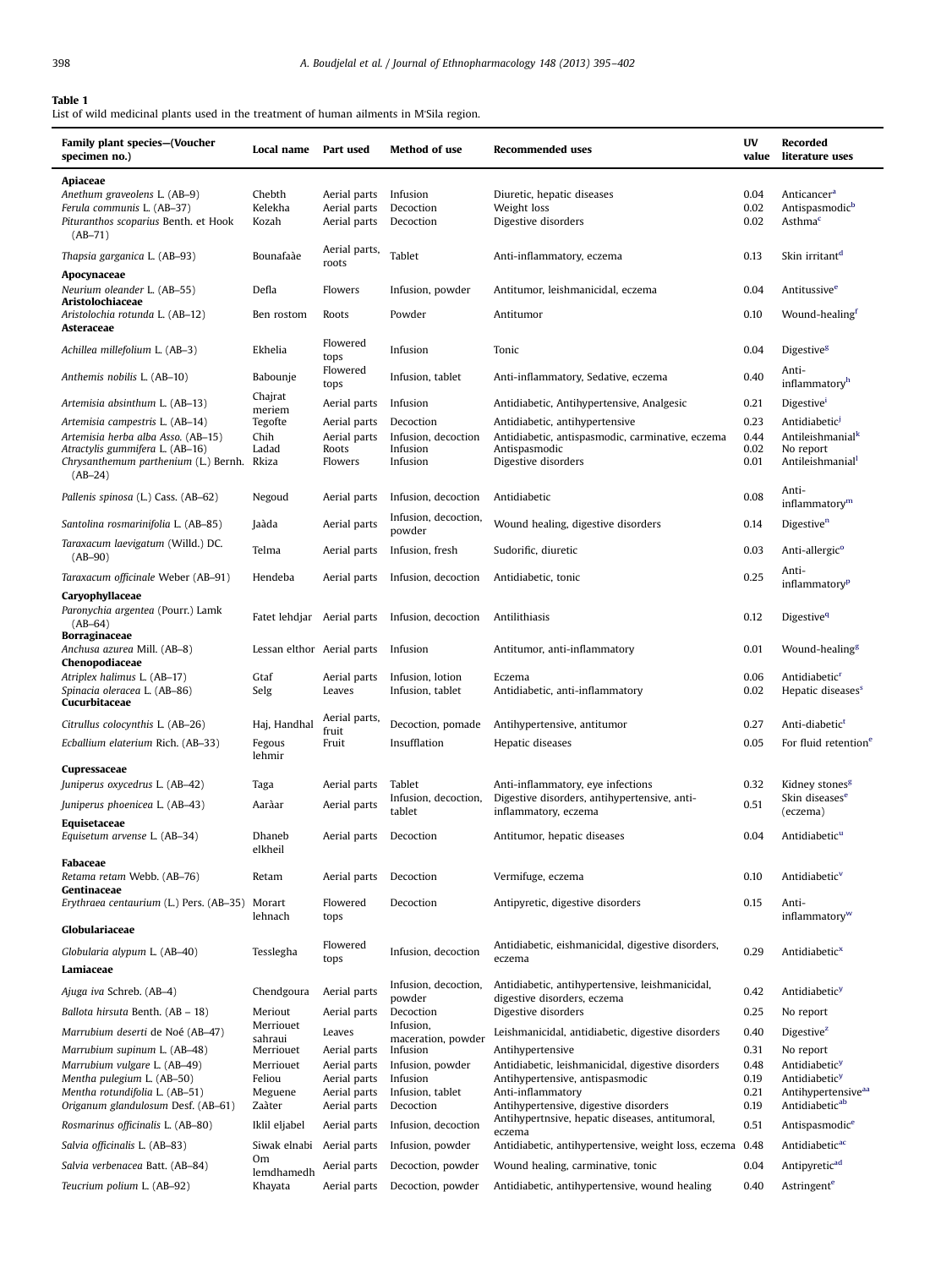**Table 1**
List of wild medicinal plants used in the treatment of human ailments in M'Sila region.

| Family plant species—(Voucher specimen no.) | Local name | Part used | Method of use | Recommended uses | UV value | Recorded literature uses |
|---|---|---|---|---|---|---|
| **Apiaceae** | | | | | | |
| *Anethum graveolens* L. (AB–9) | Chebth | Aerial parts | Infusion | Diuretic, hepatic diseases | 0.04 | Anticancer[a] |
| *Ferula communis* L. (AB–37) | Kelekha | Aerial parts | Decoction | Weight loss | 0.02 | Antispasmodic[b] |
| *Pituranthos scoparius* Benth. et Hook (AB–71) | Kozah | Aerial parts | Decoction | Digestive disorders | 0.02 | Asthma[c] |
| *Thapsia garganica* L. (AB–93) | Bounafaàe | Aerial parts, roots | Tablet | Anti-inflammatory, eczema | 0.13 | Skin irritant[d] |
| **Apocynaceae** | | | | | | |
| *Neurium oleander* L. (AB–55) | Defla | Flowers | Infusion, powder | Antitumor, leishmanicidal, eczema | 0.04 | Antitussive[e] |
| **Aristolochiaceae** | | | | | | |
| *Aristolochia rotunda* L. (AB–12) | Ben rostom | Roots | Powder | Antitumor | 0.10 | Wound-healing[f] |
| **Asteraceae** | | | | | | |
| *Achillea millefolium* L. (AB–3) | Ekhelia | Flowered tops | Infusion | Tonic | 0.04 | Digestive[g] |
| *Anthemis nobilis* L. (AB–10) | Babounje | Flowered tops | Infusion, tablet | Anti-inflammatory, Sedative, eczema | 0.40 | Anti-inflammatory[h] |
| *Artemisia absinthum* L. (AB–13) | Chajrat meriem | Aerial parts | Infusion | Antidiabetic, Antihypertensive, Analgesic | 0.21 | Digestive[i] |
| *Artemisia campestris* L. (AB–14) | Tegofte | Aerial parts | Decoction | Antidiabetic, antihypertensive | 0.23 | Antidiabetic[j] |
| *Artemisia herba alba* Asso. (AB–15) | Chih | Aerial parts | Infusion, decoction | Antidiabetic, antispasmodic, carminative, eczema | 0.44 | Antileishmanial[k] |
| *Atractylis gummifera* L. (AB–16) | Ladad | Roots | Infusion | Antispasmodic | 0.02 | No report |
| *Chrysanthemum parthenium* (L.) Bernh. (AB–24) | Rkiza | Flowers | Infusion | Digestive disorders | 0.01 | Antileishmanial[l] |
| *Pallenis spinosa* (L.) Cass. (AB–62) | Negoud | Aerial parts | Infusion, decoction | Antidiabetic | 0.08 | Anti-inflammatory[m] |
| *Santolina rosmarinifolia* L. (AB–85) | Jaàda | Aerial parts | Infusion, decoction, powder | Wound healing, digestive disorders | 0.14 | Digestive[n] |
| *Taraxacum laevigatum* (Willd.) DC. (AB–90) | Telma | Aerial parts | Infusion, fresh | Sudorific, diuretic | 0.03 | Anti-allergic[o] |
| *Taraxacum officinale* Weber (AB–91) | Hendeba | Aerial parts | Infusion, decoction | Antidiabetic, tonic | 0.25 | Anti-inflammatory[p] |
| **Caryophyllaceae** | | | | | | |
| *Paronychia argentea* (Pourr.) Lamk (AB–64) | Fatet lehdjar | Aerial parts | Infusion, decoction | Antilithiasis | 0.12 | Digestive[q] |
| **Borraginaceae** | | | | | | |
| *Anchusa azurea* Mill. (AB–8) | Lessan elthor | Aerial parts | Infusion | Antitumor, anti-inflammatory | 0.01 | Wound-healing[g] |
| **Chenopodiaceae** | | | | | | |
| *Atriplex halimus* L. (AB–17) | Gtaf | Aerial parts | Infusion, lotion | Eczema | 0.06 | Antidiabetic[r] |
| *Spinacia oleracea* L. (AB–86) | Selg | Leaves | Infusion, tablet | Antidiabetic, anti-inflammatory | 0.02 | Hepatic diseases[s] |
| **Cucurbitaceae** | | | | | | |
| *Citrullus colocynthis* L. (AB–26) | Haj, Handhal | Aerial parts, fruit | Decoction, pomade | Antihypertensive, antitumor | 0.27 | Anti-diabetic[t] |
| *Ecballium elaterium* Rich. (AB–33) | Fegous lehmir | Fruit | Insufflation | Hepatic diseases | 0.05 | For fluid retention[e] |
| **Cupressaceae** | | | | | | |
| *Juniperus oxycedrus* L. (AB–42) | Taga | Aerial parts | Tablet | Anti-inflammatory, eye infections | 0.32 | Kidney stones[g] |
| *Juniperus phoenicea* L. (AB–43) | Aaràar | Aerial parts | Infusion, decoction, tablet | Digestive disorders, antihypertensive, anti-inflammatory, eczema | 0.51 | Skin diseases[e] (eczema) |
| **Equisetaceae** | | | | | | |
| *Equisetum arvense* L. (AB–34) | Dhaneb elkheil | Aerial parts | Decoction | Antitumor, hepatic diseases | 0.04 | Antidiabetic[u] |
| **Fabaceae** | | | | | | |
| *Retama retam* Webb. (AB–76) | Retam | Aerial parts | Decoction | Vermifuge, eczema | 0.10 | Antidiabetic[v] |
| **Gentinaceae** | | | | | | |
| *Erythraea centaurium* (L.) Pers. (AB–35) | Morart lehnach | Flowered tops | Decoction | Antipyretic, digestive disorders | 0.15 | Anti-inflammatory[w] |
| **Globulariaceae** | | | | | | |
| *Globularia alypum* L. (AB–40) | Tesslegha | Flowered tops | Infusion, decoction | Antidiabetic, eishmanicidal, digestive disorders, eczema | 0.29 | Antidiabetic[x] |
| **Lamiaceae** | | | | | | |
| *Ajuga iva* Schreb. (AB–4) | Chendgoura | Aerial parts | Infusion, decoction, powder | Antidiabetic, antihypertensive, leishmanicidal, digestive disorders, eczema | 0.42 | Antidiabetic[y] |
| *Ballota hirsuta* Benth. (AB – 18) | Meriout | Aerial parts | Decoction | Digestive disorders | 0.25 | No report |
| *Marrubium deserti* de Noé (AB–47) | Merriouet sahraui | Leaves | Infusion, maceration, powder | Leishmanicidal, antidiabetic, digestive disorders | 0.40 | Digestive[z] |
| *Marrubium supinum* L. (AB–48) | Merriouet | Aerial parts | Infusion | Antihypertensive | 0.31 | No report |
| *Marrubium vulgare* L. (AB–49) | Merriouet | Aerial parts | Infusion, powder | Antidiabetic, leishmanicidal, digestive disorders | 0.48 | Antidiabetic[y] |
| *Mentha pulegium* L. (AB–50) | Feliou | Aerial parts | Infusion | Antihypertensive, antispasmodic | 0.19 | Antidiabetic[y] |
| *Mentha rotundifolia* L. (AB–51) | Meguene | Aerial parts | Infusion, tablet | Anti-inflammatory | 0.21 | Antihypertensive[aa] |
| *Origanum glandulosum* Desf. (AB–61) | Zaàter | Aerial parts | Decoction | Antihypertensive, digestive disorders | 0.19 | Antidiabetic[ab] |
| *Rosmarinus officinalis* L. (AB–80) | Iklil eljabel | Aerial parts | Infusion, decoction | Antihypertnsive, hepatic diseases, antitumoral, eczema | 0.51 | Antispasmodic[e] |
| *Salvia officinalis* L. (AB–83) | Siwak elnabi | Aerial parts | Infusion, powder | Antidiabetic, antihypertensive, weight loss, eczema | 0.48 | Antidiabetic[ac] |
| *Salvia verbenacea* Batt. (AB–84) | Om lemdhamedh | Aerial parts | Decoction, powder | Wound healing, carminative, tonic | 0.04 | Antipyretic[ad] |
| *Teucrium polium* L. (AB–92) | Khayata | Aerial parts | Decoction, powder | Antidiabetic, antihypertensive, wound healing | 0.40 | Astringent[e] |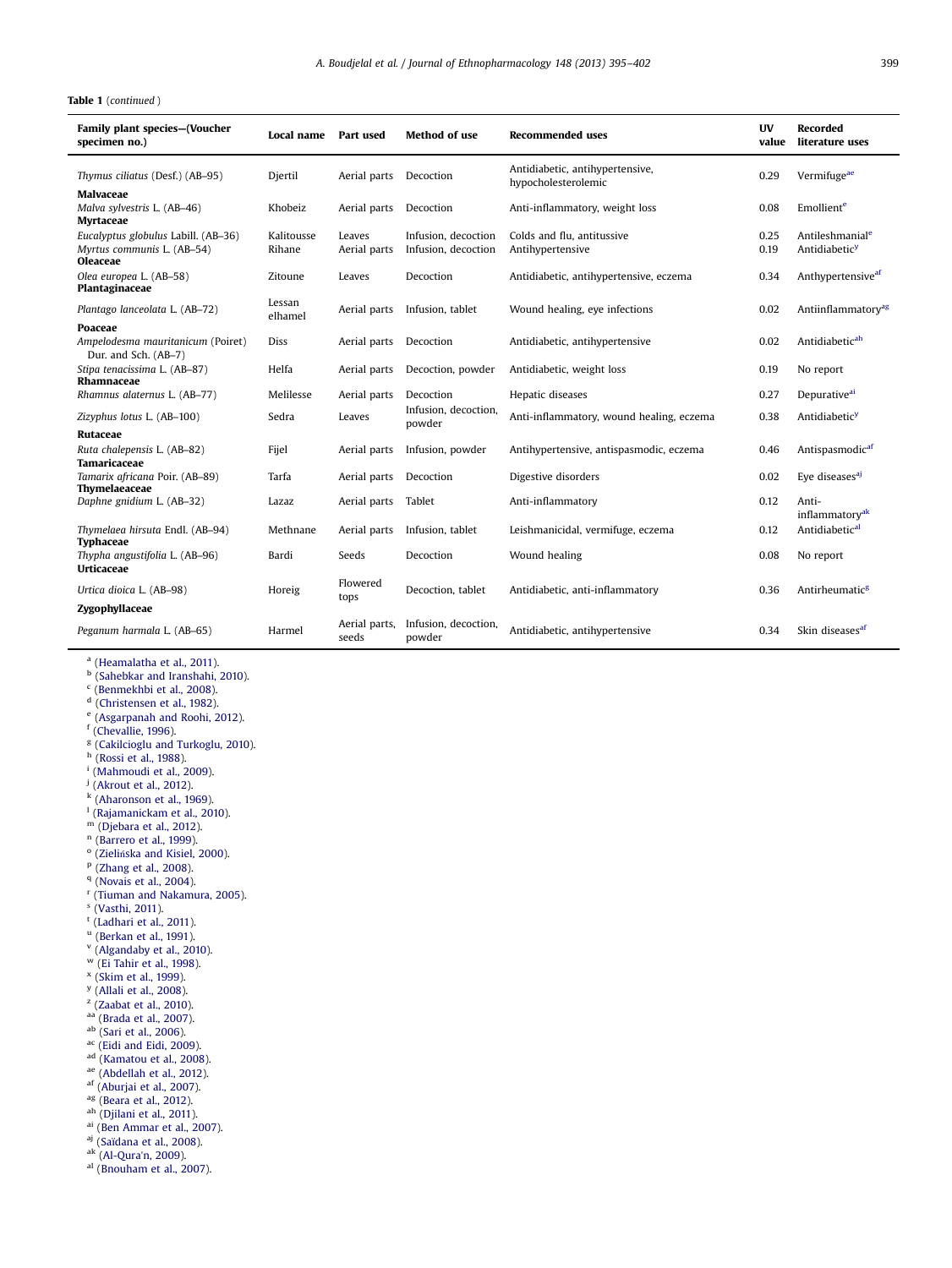**Table 1** (*continued*)

| Family plant species–(Voucher specimen no.) | Local name | Part used | Method of use | Recommended uses | UV value | Recorded literature uses |
|---|---|---|---|---|---|---|
| *Thymus ciliatus* (Desf.) (AB–95) | Djertil | Aerial parts | Decoction | Antidiabetic, antihypertensive, hypocholesterolemic | 0.29 | Vermifuge[ae] |
| **Malvaceae** | | | | | | |
| *Malva sylvestris* L. (AB–46) | Khobeiz | Aerial parts | Decoction | Anti-inflammatory, weight loss | 0.08 | Emollient[e] |
| **Myrtaceae** | | | | | | |
| *Eucalyptus globulus* Labill. (AB–36) | Kalitousse | Leaves | Infusion, decoction | Colds and flu, antitussive | 0.25 | Antileshmanial[e] |
| *Myrtus communis* L. (AB–54) | Rihane | Aerial parts | Infusion, decoction | Antihypertensive | 0.19 | Antidiabetic[y] |
| **Oleaceae** | | | | | | |
| *Olea europea* L. (AB–58) | Zitoune | Leaves | Decoction | Antidiabetic, antihypertensive, eczema | 0.34 | Anthypertensive[af] |
| **Plantaginaceae** | | | | | | |
| *Plantago lanceolata* L. (AB–72) | Lessan elhamel | Aerial parts | Infusion, tablet | Wound healing, eye infections | 0.02 | Antiinflammatory[ag] |
| **Poaceae** | | | | | | |
| *Ampelodesma mauritanicum* (Poiret) Dur. and Sch. (AB–7) | Diss | Aerial parts | Decoction | Antidiabetic, antihypertensive | 0.02 | Antidiabetic[ah] |
| *Stipa tenacissima* L. (AB–87) | Helfa | Aerial parts | Decoction, powder | Antidiabetic, weight loss | 0.19 | No report |
| **Rhamnaceae** | | | | | | |
| *Rhamnus alaternus* L. (AB–77) | Melilesse | Aerial parts | Decoction | Hepatic diseases | 0.27 | Depurative[ai] |
| *Zizyphus lotus* L. (AB–100) | Sedra | Leaves | Infusion, decoction, powder | Anti-inflammatory, wound healing, eczema | 0.38 | Antidiabetic[y] |
| **Rutaceae** | | | | | | |
| *Ruta chalepensis* L. (AB–82) | Fijel | Aerial parts | Infusion, powder | Antihypertensive, antispasmodic, eczema | 0.46 | Antispasmodic[af] |
| **Tamaricaceae** | | | | | | |
| *Tamarix africana* Poir. (AB–89) | Tarfa | Aerial parts | Decoction | Digestive disorders | 0.02 | Eye diseases[aj] |
| **Thymelaeaceae** | | | | | | |
| *Daphne gnidium* L. (AB–32) | Lazaz | Aerial parts | Tablet | Anti-inflammatory | 0.12 | Anti-inflammatory[ak] |
| *Thymelaea hirsuta* Endl. (AB–94) | Methnane | Aerial parts | Infusion, tablet | Leishmanicidal, vermifuge, eczema | 0.12 | Antidiabetic[al] |
| **Typhaceae** | | | | | | |
| *Thypha angustifolia* L. (AB–96) | Bardi | Seeds | Decoction | Wound healing | 0.08 | No report |
| **Urticaceae** | | | | | | |
| *Urtica dioica* L. (AB–98) | Horeig | Flowered tops | Decoction, tablet | Antidiabetic, anti-inflammatory | 0.36 | Antirheumatic[g] |
| **Zygophyllaceae** | | | | | | |
| *Peganum harmala* L. (AB–65) | Harmel | Aerial parts, seeds | Infusion, decoction, powder | Antidiabetic, antihypertensive | 0.34 | Skin diseases[af] |

[a] (Heamalatha et al., 2011).
[b] (Sahebkar and Iranshahi, 2010).
[c] (Benmekhbi et al., 2008).
[d] (Christensen et al., 1982).
[e] (Asgarpanah and Roohi, 2012).
[f] (Chevallie, 1996).
[g] (Cakilcioglu and Turkoglu, 2010).
[h] (Rossi et al., 1988).
[i] (Mahmoudi et al., 2009).
[j] (Akrout et al., 2012).
[k] (Aharonson et al., 1969).
[l] (Rajamanickam et al., 2010).
[m] (Djebara et al., 2012).
[n] (Barrero et al., 1999).
[o] (Zielińska and Kisiel, 2000).
[p] (Zhang et al., 2008).
[q] (Novais et al., 2004).
[r] (Tiuman and Nakamura, 2005).
[s] (Vasthi, 2011).
[t] (Ladhari et al., 2011).
[u] (Berkan et al., 1991).
[v] (Algandaby et al., 2010).
[w] (Ei Tahir et al., 1998).
[x] (Skim et al., 1999).
[y] (Allali et al., 2008).
[z] (Zaabat et al., 2010).
[aa] (Brada et al., 2007).
[ab] (Sari et al., 2006).
[ac] (Eidi and Eidi, 2009).
[ad] (Kamatou et al., 2008).
[ae] (Abdellah et al., 2012).
[af] (Aburjai et al., 2007).
[ag] (Beara et al., 2012).
[ah] (Djilani et al., 2011).
[ai] (Ben Ammar et al., 2007).
[aj] (Saïdana et al., 2008).
[ak] (Al-Qura'n, 2009).
[al] (Bnouham et al., 2007).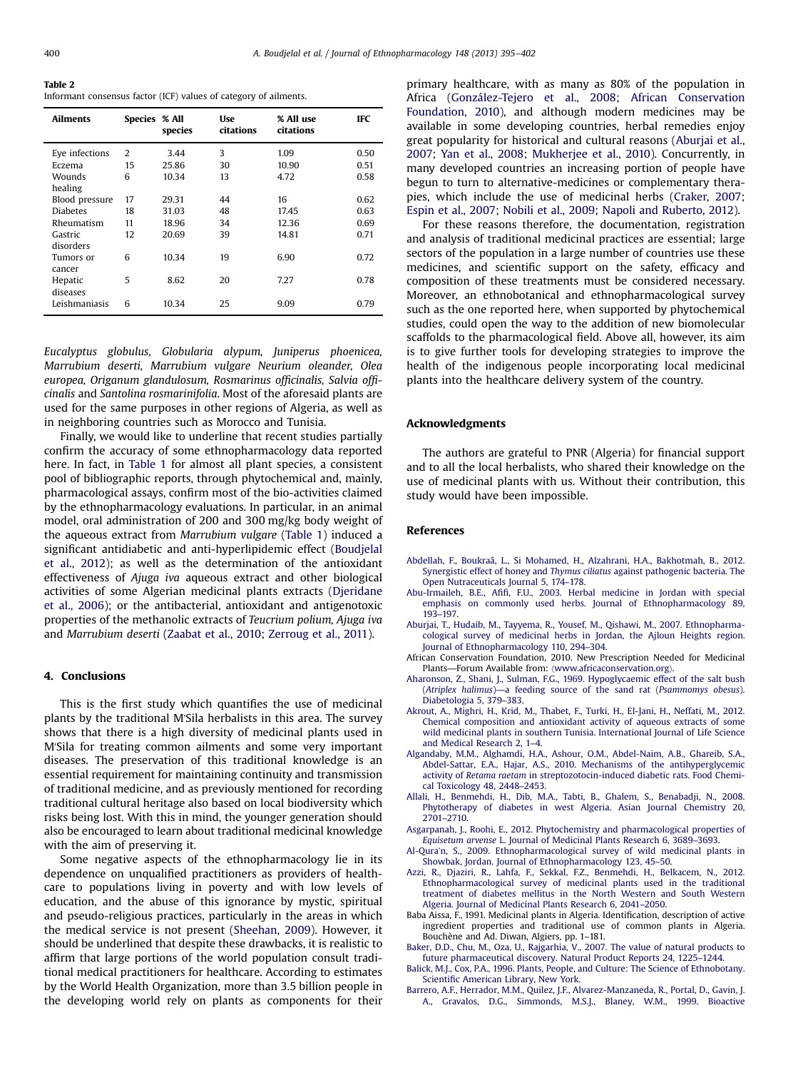**Table 2**
Informant consensus factor (ICF) values of category of ailments.

| Ailments | Species | % All species | Use citations | % All use citations | IFC |
|---|---|---|---|---|---|
| Eye infections | 2 | 3.44 | 3 | 1.09 | 0.50 |
| Eczema | 15 | 25.86 | 30 | 10.90 | 0.51 |
| Wounds healing | 6 | 10.34 | 13 | 4.72 | 0.58 |
| Blood pressure | 17 | 29.31 | 44 | 16 | 0.62 |
| Diabetes | 18 | 31.03 | 48 | 17.45 | 0.63 |
| Rheumatism | 11 | 18.96 | 34 | 12.36 | 0.69 |
| Gastric disorders | 12 | 20.69 | 39 | 14.81 | 0.71 |
| Tumors or cancer | 6 | 10.34 | 19 | 6.90 | 0.72 |
| Hepatic diseases | 5 | 8.62 | 20 | 7.27 | 0.78 |
| Leishmaniasis | 6 | 10.34 | 25 | 9.09 | 0.79 |

*Eucalyptus globulus, Globularia alypum, Juniperus phoenicea, Marrubium deserti, Marrubium vulgare Neurium oleander, Olea europea, Origanum glandulosum, Rosmarinus officinalis, Salvia officinalis* and *Santolina rosmarinifolia*. Most of the aforesaid plants are used for the same purposes in other regions of Algeria, as well as in neighboring countries such as Morocco and Tunisia.

Finally, we would like to underline that recent studies partially confirm the accuracy of some ethnopharmacology data reported here. In fact, in Table 1 for almost all plant species, a consistent pool of bibliographic reports, through phytochemical and, mainly, pharmacological assays, confirm most of the bio-activities claimed by the ethnopharmacology evaluations. In particular, in an animal model, oral administration of 200 and 300 mg/kg body weight of the aqueous extract from *Marrubium vulgare* (Table 1) induced a significant antidiabetic and anti-hyperlipidemic effect (Boudjelal et al., 2012); as well as the determination of the antioxidant effectiveness of *Ajuga iva* aqueous extract and other biological activities of some Algerian medicinal plants extracts (Djeridane et al., 2006); or the antibacterial, antioxidant and antigenotoxic properties of the methanolic extracts of *Teucrium polium, Ajuga iva* and *Marrubium deserti* (Zaabat et al., 2010; Zerroug et al., 2011).

## 4. Conclusions

This is the first study which quantifies the use of medicinal plants by the traditional M'Sila herbalists in this area. The survey shows that there is a high diversity of medicinal plants used in M'Sila for treating common ailments and some very important diseases. The preservation of this traditional knowledge is an essential requirement for maintaining continuity and transmission of traditional medicine, and as previously mentioned for recording traditional cultural heritage also based on local biodiversity which risks being lost. With this in mind, the younger generation should also be encouraged to learn about traditional medicinal knowledge with the aim of preserving it.

Some negative aspects of the ethnopharmacology lie in its dependence on unqualified practitioners as providers of healthcare to populations living in poverty and with low levels of education, and the abuse of this ignorance by mystic, spiritual and pseudo-religious practices, particularly in the areas in which the medical service is not present (Sheehan, 2009). However, it should be underlined that despite these drawbacks, it is realistic to affirm that large portions of the world population consult traditional medical practitioners for healthcare. According to estimates by the World Health Organization, more than 3.5 billion people in the developing world rely on plants as components for their primary healthcare, with as many as 80% of the population in Africa (González-Tejero et al., 2008; African Conservation Foundation, 2010), and although modern medicines may be available in some developing countries, herbal remedies enjoy great popularity for historical and cultural reasons (Aburjai et al., 2007; Yan et al., 2008; Mukherjee et al., 2010). Concurrently, in many developed countries an increasing portion of people have begun to turn to alternative-medicines or complementary therapies, which include the use of medicinal herbs (Craker, 2007; Espin et al., 2007; Nobili et al., 2009; Napoli and Ruberto, 2012).

For these reasons therefore, the documentation, registration and analysis of traditional medicinal practices are essential; large sectors of the population in a large number of countries use these medicines, and scientific support on the safety, efficacy and composition of these treatments must be considered necessary. Moreover, an ethnobotanical and ethnopharmacological survey such as the one reported here, when supported by phytochemical studies, could open the way to the addition of new biomolecular scaffolds to the pharmacological field. Above all, however, its aim is to give further tools for developing strategies to improve the health of the indigenous people incorporating local medicinal plants into the healthcare delivery system of the country.

## Acknowledgments

The authors are grateful to PNR (Algeria) for financial support and to all the local herbalists, who shared their knowledge on the use of medicinal plants with us. Without their contribution, this study would have been impossible.

## References

Abdellah, F., Boukraâ, L., Si Mohamed, H., Alzahrani, H.A., Bakhotmah, B., 2012. Synergistic effect of honey and *Thymus ciliatus* against pathogenic bacteria. The Open Nutraceuticals Journal 5, 174–178.

Abu-Irmaileh, B.E., Afifi, F.U., 2003. Herbal medicine in Jordan with special emphasis on commonly used herbs. Journal of Ethnopharmacology 89, 193–197.

Aburjai, T., Hudaib, M., Tayyema, R., Yousef, M., Qishawi, M., 2007. Ethnopharmacological survey of medicinal herbs in Jordan, the Ajloun Heights region. Journal of Ethnopharmacology 110, 294–304.

African Conservation Foundation, 2010. New Prescription Needed for Medicinal Plants—Forum Available from: ⟨www.africaconservation.org⟩.

Aharonson, Z., Shani, J., Sulman, F.G., 1969. Hypoglycaemic effect of the salt bush (*Atriplex halimus*)—a feeding source of the sand rat (*Psammomys obesus*). Diabetologia 5, 379–383.

Akrout, A., Mighri, H., Krid, M., Thabet, F., Turki, H., El-Jani, H., Neffati, M., 2012. Chemical composition and antioxidant activity of aqueous extracts of some wild medicinal plants in southern Tunisia. International Journal of Life Science and Medical Research 2, 1–4.

Algandaby, M.M., Alghamdi, H.A., Ashour, O.M., Abdel-Naim, A.B., Ghareib, S.A., Abdel-Sattar, E.A., Hajar, A.S., 2010. Mechanisms of the antihyperglycemic activity of *Retama raetam* in streptozotocin-induced diabetic rats. Food Chemical Toxicology 48, 2448–2453.

Allali, H., Benmehdi, H., Dib, M.A., Tabti, B., Ghalem, S., Benabadji, N., 2008. Phytotherapy of diabetes in west Algeria. Asian Journal Chemistry 20, 2701–2710.

Asgarpanah, J., Roohi, E., 2012. Phytochemistry and pharmacological properties of *Equisetum arvense* L. Journal of Medicinal Plants Research 6, 3689–3693.

Al-Qura'n, S., 2009. Ethnopharmacological survey of wild medicinal plants in Showbak, Jordan. Journal of Ethnopharmacology 123, 45–50.

Azzi, R., Djaziri, R., Lahfa, F., Sekkal, F.Z., Benmehdi, H., Belkacem, N., 2012. Ethnopharmacological survey of medicinal plants used in the traditional treatment of diabetes mellitus in the North Western and South Western Algeria. Journal of Medicinal Plants Research 6, 2041–2050.

Baba Aissa, F., 1991. Medicinal plants in Algeria. Identification, description of active ingredient properties and traditional use of common plants in Algeria. Bouchène and Ad. Diwan, Algiers, pp. 1–181.

Baker, D.D., Chu, M., Oza, U., Rajgarhia, V., 2007. The value of natural products to future pharmaceutical discovery. Natural Product Reports 24, 1225–1244.

Balick, M.J., Cox, P.A., 1996. Plants, People, and Culture: The Science of Ethnobotany. Scientific American Library, New York.

Barrero, A.F., Herrador, M.M., Quilez, J.F., Alvarez-Manzaneda, R., Portal, D., Gavin, J. A., Gravalos, D.G., Simmonds, M.S.J., Blaney, W.M., 1999. Bioactive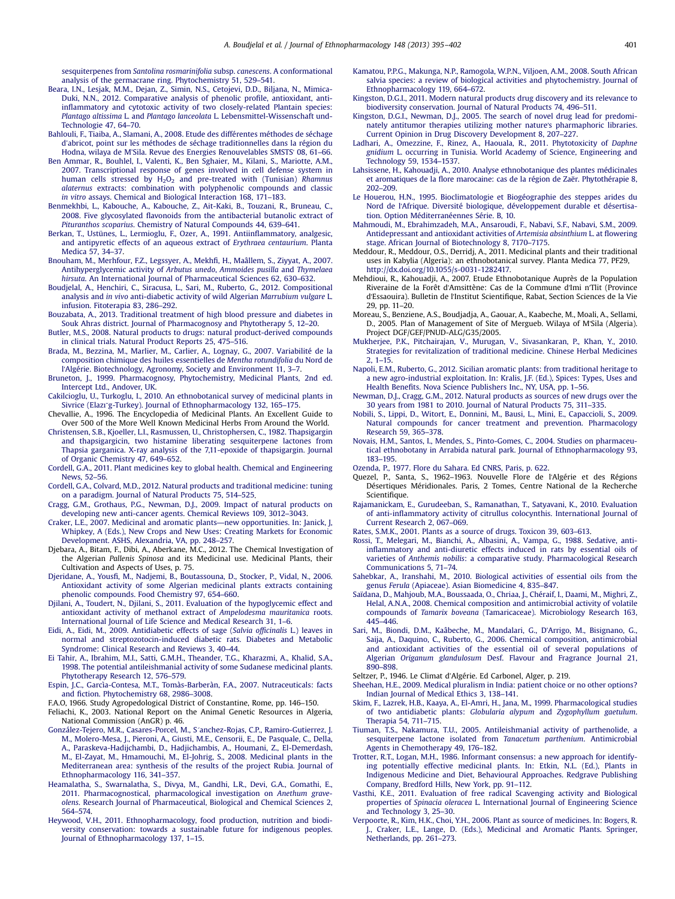sesquiterpenes from *Santolina rosmarinifolia* subsp. *canescens*. A conformational analysis of the germacrane ring. Phytochemistry 51, 529–541.

Beara, I.N., Lesjak, M.M., Dejan, Z., Simin, N.S., Cetojevi, D.D., Biljana, N., Mimica-Duki, N.N., 2012. Comparative analysis of phenolic profile, antioxidant, anti-inflammatory and cytotoxic activity of two closely-related Plantain species: *Plantago altissima* L. and *Plantago lanceolata* L. Lebensmittel-Wissenschaft und-Technologie 47, 64–70.

Bahlouli, F., Tiaiba, A., Slamani, A., 2008. Etude des différentes méthodes de séchage d'abricot, point sur les méthodes de séchage traditionnelles dans la région du Hodna, wilaya de M'Sila. Revue des Energies Renouvelables SMSTS' 08, 61–66.

Ben Ammar, R., Bouhlel, I., Valenti, K., Ben Sghaier, M., Kilani, S., Mariotte, A.M., 2007. Transcriptional response of genes involved in cell defense system in human cells stressed by $H_2O_2$ and pre-treated with (Tunisian) *Rhamnus alaternus* extracts: combination with polyphenolic compounds and classic *in vitro* assays. Chemical and Biological Interaction 168, 171–183.

Benmekhbi, L., Kabouche, A., Kabouche, Z., Ait-Kaki, B., Touzani, R., Bruneau, C., 2008. Five glycosylated flavonoids from the antibacterial butanolic extract of *Pituranthos scoparius*. Chemistry of Natural Compounds 44, 639–641.

Berkan, T., Ustünes, L., Lermioglu, F., Ozer, A., 1991. Antiinflammatory, analgesic, and antipyretic effects of an aqueous extract of *Erythraea centaurium*. Planta Medica 57, 34–37.

Bnouham, M., Merhfour, F.Z., Legssyer, A., Mekhfi, H., Maâllem, S., Ziyyat, A., 2007. Antihyperglycemic activity of *Arbutus unedo*, *Ammoides pusilla* and *Thymelaea hirsuta*. An International Journal of Pharmaceutical Sciences 62, 630–632.

Boudjelal, A., Henchiri, C., Siracusa, L., Sari, M., Ruberto, G., 2012. Compositional analysis and *in vivo* anti-diabetic activity of wild Algerian *Marrubium vulgare* L. infusion. Fitoterapia 83, 286–292.

Bouzabata, A., 2013. Traditional treatment of high blood pressure and diabetes in Souk Ahras district. Journal of Pharmacognosy and Phytotherapy 5, 12–20.

Butler, M.S., 2008. Natural products to drugs: natural product-derived compounds in clinical trials. Natural Product Reports 25, 475–516.

Brada, M., Bezzina, M., Marlier, M., Carlier, A., Lognay, G., 2007. Variabilité de la composition chimique des huiles essentielles de *Mentha rotundifolia* du Nord de l'Algérie. Biotechnology, Agronomy, Society and Environment 11, 3–7.

Bruneton, J., 1999. Pharmacognosy, Phytochemistry, Medicinal Plants, 2nd ed. Intercept Ltd., Andover, UK.

Cakilcioglu, U., Turkoglu, I., 2010. An ethnobotanical survey of medicinal plants in Sivrice (Elazı˘g-Turkey). Journal of Ethnopharmacology 132, 165–175.

Chevallie, A., 1996. The Encyclopedia of Medicinal Plants. An Excellent Guide to Over 500 of the More Well Known Medicinal Herbs From Around the World.

Christensen, S.B., Kjoeller, L.I., Rasmussen, U., Christophersen, C., 1982. Thapsigargin and thapsigargicin, two histamine liberating sesquiterpene lactones from Thapsia garganica. X-ray analysis of the 7,11-epoxide of thapsigargin. Journal of Organic Chemistry 47, 649–652.

Cordell, G.A., 2011. Plant medicines key to global health. Chemical and Engineering News, 52–56.

Cordell, G.A., Colvard, M.D., 2012. Natural products and traditional medicine: tuning on a paradigm. Journal of Natural Products 75, 514–525.

Cragg, G.M., Grothaus, P.G., Newman, D.J., 2009. Impact of natural products on developing new anti-cancer agents. Chemical Reviews 109, 3012–3043.

Craker, L.E., 2007. Medicinal and aromatic plants—new opportunities. In: Janick, J, Whipkey, A (Eds.), New Crops and New Uses: Creating Markets for Economic Development. ASHS, Alexandria, VA, pp. 248–257.

Djebara, A., Bitam, F., Dibi, A., Aberkane, M.C., 2012. The Chemical Investigation of the Algerian *Pallenis Spinosa* and its Medicinal use. Medicinal Plants, their Cultivation and Aspects of Uses, p. 75.

Djeridane, A., Yousfi, M., Nadjemi, B., Boutassouna, D., Stocker, P., Vidal, N., 2006. Antioxidant activity of some Algerian medicinal plants extracts containing phenolic compounds. Food Chemistry 97, 654–660.

Djilani, A., Toudert, N., Djilani, S., 2011. Evaluation of the hypoglycemic effect and antioxidant activity of methanol extract of *Ampelodesma mauritanica* roots. International Journal of Life Science and Medical Research 31, 1–6.

Eidi, A., Eidi, M., 2009. Antidiabetic effects of sage (*Salvia officinalis* L.) leaves in normal and streptozotocin-induced diabetic rats. Diabetes and Metabolic Syndrome: Clinical Research and Reviews 3, 40–44.

Ei Tahir, A., Ibrahim, M.I., Satti, G.M.H., Theander, T.G., Kharazmi, A., Khalid, S.A., 1998. The potential antileishmanial activity of some Sudanese medicinal plants. Phytotherapy Research 12, 576–579.

Espin, J.C., Garcìa-Contesa, M.T., Tomàs-Barberàn, F.A., 2007. Nutraceuticals: facts and fiction. Phytochemistry 68, 2986–3008.

F.A.O, 1966. Study Agropedological District of Constantine, Rome, pp. 146–150.

Feliachi, K., 2003. National Report on the Animal Genetic Resources in Algeria, National Commission (AnGR) p. 46.

González-Tejero, M.R., Casares-Porcel, M., S´anchez-Rojas, C.P., Ramiro-Gutierrez, J. M., Molero-Mesa, J., Pieroni, A., Giusti, M.E., Censorii, E., De Pasquale, C., Della, A., Paraskeva-Hadijchambi, D., Hadjichambis, A., Houmani, Z., El-Demerdash, M., El-Zayat, M., Hmamouchi, M., El-Johrig, S., 2008. Medicinal plants in the Mediterranean area: synthesis of the results of the project Rubia. Journal of Ethnopharmacology 116, 341–357.

Heamalatha, S., Swarnalatha, S., Divya, M., Gandhi, L.R., Devi, G.A., Gomathi, E., 2011. Pharmacognostical, pharmacological investigation on *Anethum graveolens*. Research Journal of Pharmaceutical, Biological and Chemical Sciences 2, 564–574.

Heywood, V.H., 2011. Ethnopharmacology, food production, nutrition and biodiversity conservation: towards a sustainable future for indigenous peoples. Journal of Ethnopharmacology 137, 1–15.

Kamatou, P.P.G., Makunga, N.P., Ramogola, W.P.N., Viljoen, A.M., 2008. South African salvia species: a review of biological activities and phytochemistry. Journal of Ethnopharmacology 119, 664–672.

Kingston, D.G.I., 2011. Modern natural products drug discovery and its relevance to biodiversity conservation. Journal of Natural Products 74, 496–511.

Kingston, D.G.I., Newman, D.J., 2005. The search of novel drug lead for predominately antitumor therapies utilizing mother nature's pharmaphoric libraries. Current Opinion in Drug Discovery Development 8, 207–227.

Ladhari, A., Omezzine, F., Rinez, A., Haouala, R., 2011. Phytotoxicity of *Daphne gnidium* L. occurring in Tunisia. World Academy of Science, Engineering and Technology 59, 1534–1537.

Lahsissene, H., Kahouadji, A., 2010. Analyse ethnobotanique des plantes médicinales et aromatiques de la flore marocaine: cas de la région de Zaër. Phytothérapie 8, 202–209.

Le Houerou, H.N., 1995. Bioclimatologie et Biogéographie des steppes arides du Nord de l'Afrique. Diversité biologique, développement durable et désertisation. Option Méditerranéennes Série. B, 10.

Mahmoudi, M., Ebrahimzadeh, M.A., Ansaroudi, F., Nabavi, S.F., Nabavi, S.M., 2009. Antidepressant and antioxidant activities of *Artemisia absinthium* L. at flowering stage. African Journal of Biotechnology 8, 7170–7175.

Meddour, R., Meddour, O.S., Derridj, A., 2011. Medicinal plants and their traditional uses in Kabylia (Algeria): an ethnobotanical survey. Planta Medica 77, PF29, http://dx.doi.org/10.1055/s-0031-1282417.

Mehdioui, R., Kahouadji, A., 2007. Etude Ethnobotanique Auprès de la Population Riveraine de la Forêt d'Amsittène: Cas de la Commune d'Imi n'Tlit (Province d'Essaouira). Bulletin de l'Institut Scientifique, Rabat, Section Sciences de la Vie 29, pp. 11–20.

Moreau, S., Benziene, A.S., Boudjadja, A., Gaouar, A., Kaabeche, M., Moali, A., Sellami, D., 2005. Plan of Management of Site of Mergueb. Wilaya of M'Sila (Algeria). Project DGF/GEF/PNUD-ALG/G35/2005.

Mukherjee, P.K., Pitchairajan, V., Murugan, V., Sivasankaran, P., Khan, Y., 2010. Strategies for revitalization of traditional medicine. Chinese Herbal Medicines 2, 1–15.

Napoli, E.M., Ruberto, G., 2012. Sicilian aromatic plants: from traditional heritage to a new agro-industrial exploitation. In: Kralis, J.F. (Ed.), Spices: Types, Uses and Health Benefits. Nova Science Publishers Inc., NY, USA, pp. 1–56.

Newman, D.J., Cragg, G.M., 2012. Natural products as sources of new drugs over the 30 years from 1981 to 2010. Journal of Natural Products 75, 311–335.

Nobili, S., Lippi, D., Witort, E., Donnini, M., Bausi, L., Mini, E., Capaccioli, S., 2009. Natural compounds for cancer treatment and prevention. Pharmacology Research 59, 365–378.

Novais, H.M., Santos, I., Mendes, S., Pinto-Gomes, C., 2004. Studies on pharmaceutical ethnobotany in Arrabida natural park. Journal of Ethnopharmacology 93, 183–195.

Ozenda, P., 1977. Flore du Sahara. Ed CNRS, Paris, p. 622.

Quezel, P., Santa, S., 1962–1963. Nouvelle Flore de l'Algérie et des Régions Désertiques Méridionales. Paris, 2 Tomes, Centre National de la Recherche Scientifique.

Rajamanickam, E., Gurudeeban, S., Ramanathan, T., Satyavani, K., 2010. Evaluation of anti-inflammatory activity of citrullus colocynthis. International Journal of Current Research 2, 067–069.

Rates, S.M.K., 2001. Plants as a source of drugs. Toxicon 39, 603–613.

Rossi, T., Melegari, M., Bianchi, A., Albasini, A., Vampa, G., 1988. Sedative, anti-inflammatory and anti-diuretic effects induced in rats by essential oils of varieties of *Anthemis nobilis*: a comparative study. Pharmacological Research Communications 5, 71–74.

Sahebkar, A., Iranshahi, M., 2010. Biological activities of essential oils from the genus *Ferula* (Apiaceae). Asian Biomedicine 4, 835–847.

Saïdana, D., Mahjoub, M.A., Boussaada, O., Chriaa, J., Chéraif, I., Daami, M., Mighri, Z., Helal, A.N.A., 2008. Chemical composition and antimicrobial activity of volatile compounds of *Tamarix boveana* (Tamaricaceae). Microbiology Research 163, 445–446.

Sari, M., Biondi, D.M., Kaâbeche, M., Mandalari, G., D'Arrigo, M., Bisignano, G., Saija, A., Daquino, C., Ruberto, G., 2006. Chemical composition, antimicrobial and antioxidant activities of the essential oil of several populations of Algerian *Origanum glandulosum* Desf. Flavour and Fragrance Journal 21, 890–898.

Seltzer, P., 1946. Le Climat d'Algérie. Ed Carbonel, Alger, p. 219.

Sheehan, H.E., 2009. Medical pluralism in India: patient choice or no other options? Indian Journal of Medical Ethics 3, 138–141.

Skim, F., Lazrek, H.B., Kaaya, A., El-Amri, H., Jana, M., 1999. Pharmacological studies of two antidiabetic plants: *Globularia alypum* and *Zygophyllum gaetulum*. Therapia 54, 711–715.

Tiuman, T.S., Nakamura, T.U., 2005. Antileishmanial activity of parthenolide, a sesquiterpene lactone isolated from *Tanacetum parthenium*. Antimicrobial Agents in Chemotherapy 49, 176–182.

Trotter, R.T., Logan, M.H., 1986. Informant consensus: a new approach for identifying potentially effective medicinal plants. In: Etkin, N.L. (Ed.), Plants in Indigenous Medicine and Diet, Behavioural Approaches. Redgrave Publishing Company, Bredford Hills, New York, pp. 91–112.

Vasthi, K.E., 2011. Evaluation of free radical Scavenging activity and Biological properties of *Spinacia oleracea* L. International Journal of Engineering Science and Technology 3, 25–30.

Verpoorte, R., Kim, H.K., Choi, Y.H., 2006. Plant as source of medicines. In: Bogers, R. J., Craker, L.E., Lange, D. (Eds.), Medicinal and Aromatic Plants. Springer, Netherlands, pp. 261–273.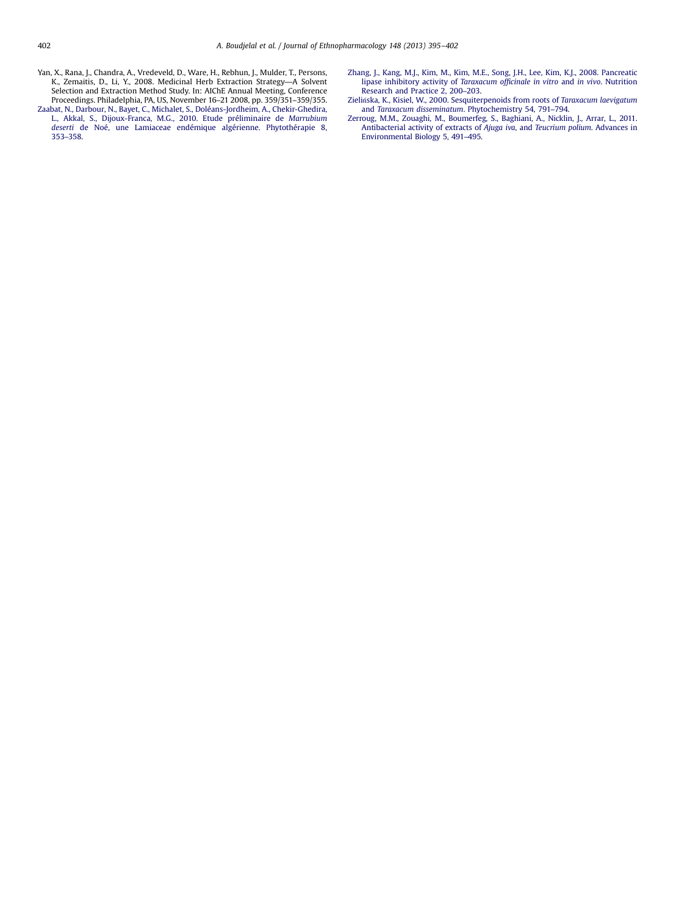Yan, X., Rana, J., Chandra, A., Vredeveld, D., Ware, H., Rebhun, J., Mulder, T., Persons, K., Zemaitis, D., Li, Y., 2008. Medicinal Herb Extraction Strategy—A Solvent Selection and Extraction Method Study. In: AIChE Annual Meeting, Conference Proceedings. Philadelphia, PA, US, November 16–21 2008, pp. 359/351–359/355.

Zaabat, N., Darbour, N., Bayet, C., Michalet, S., Doléans-Jordheim, A., Chekir-Ghedira, L., Akkal, S., Dijoux-Franca, M.G., 2010. Etude préliminaire de *Marrubium deserti* de Noé, une Lamiaceae endémique algérienne. Phytothérapie 8, 353–358.

Zhang, J., Kang, M.J., Kim, M., Kim, M.E., Song, J.H., Lee, Kim, K.J., 2008. Pancreatic lipase inhibitory activity of *Taraxacum officinale in vitro* and *in vivo*. Nutrition Research and Practice 2, 200–203.

Zielińska, K., Kisiel, W., 2000. Sesquiterpenoids from roots of *Taraxacum laevigatum* and *Taraxacum disseminatum*. Phytochemistry 54, 791–794.

Zerroug, M.M., Zouaghi, M., Boumerfeg, S., Baghiani, A., Nicklin, J., Arrar, L., 2011. Antibacterial activity of extracts of *Ajuga iva*, and *Teucrium polium*. Advances in Environmental Biology 5, 491–495.